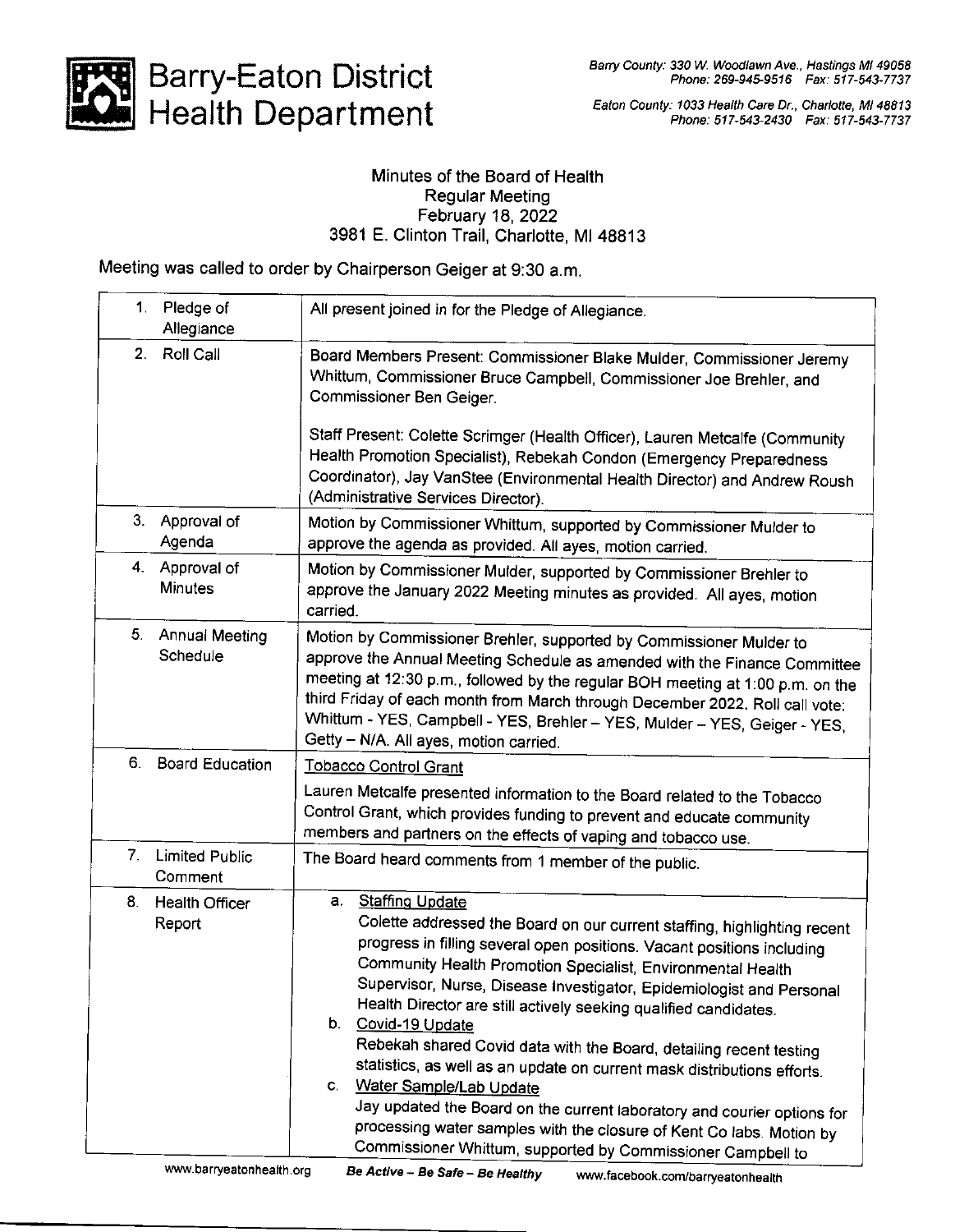# Barry-Eaton District Health Department

*Barry County: 330 W. Woodlawn Ave., Hastings MI 49058*
*Phone: 269-945-9516 Fax: 517-543-7737*

*Eaton County: 1033 Health Care Dr., Charlotte, MI 48813*
*Phone: 517-543-2430 Fax: 517-543-7737*

Minutes of the Board of Health
Regular Meeting
February 18, 2022
3981 E. Clinton Trail, Charlotte, MI 48813

Meeting was called to order by Chairperson Geiger at 9:30 a.m.

| | |
|---|---|
| 1. Pledge of Allegiance | All present joined in for the Pledge of Allegiance. |
| 2. Roll Call | Board Members Present: Commissioner Blake Mulder, Commissioner Jeremy Whittum, Commissioner Bruce Campbell, Commissioner Joe Brehler, and Commissioner Ben Geiger.<br><br>Staff Present: Colette Scrimger (Health Officer), Lauren Metcalfe (Community Health Promotion Specialist), Rebekah Condon (Emergency Preparedness Coordinator), Jay VanStee (Environmental Health Director) and Andrew Roush (Administrative Services Director). |
| 3. Approval of Agenda | Motion by Commissioner Whittum, supported by Commissioner Mulder to approve the agenda as provided. All ayes, motion carried. |
| 4. Approval of Minutes | Motion by Commissioner Mulder, supported by Commissioner Brehler to approve the January 2022 Meeting minutes as provided. All ayes, motion carried. |
| 5. Annual Meeting Schedule | Motion by Commissioner Brehler, supported by Commissioner Mulder to approve the Annual Meeting Schedule as amended with the Finance Committee meeting at 12:30 p.m., followed by the regular BOH meeting at 1:00 p.m. on the third Friday of each month from March through December 2022. Roll call vote: Whittum - YES, Campbell - YES, Brehler – YES, Mulder – YES, Geiger - YES, Getty – N/A. All ayes, motion carried. |
| 6. Board Education | Tobacco Control Grant<br><br>Lauren Metcalfe presented information to the Board related to the Tobacco Control Grant, which provides funding to prevent and educate community members and partners on the effects of vaping and tobacco use. |
| 7. Limited Public Comment | The Board heard comments from 1 member of the public. |
| 8. Health Officer Report | a. Staffing Update<br>Colette addressed the Board on our current staffing, highlighting recent progress in filling several open positions. Vacant positions including Community Health Promotion Specialist, Environmental Health Supervisor, Nurse, Disease Investigator, Epidemiologist and Personal Health Director are still actively seeking qualified candidates.<br>b. Covid-19 Update<br>Rebekah shared Covid data with the Board, detailing recent testing statistics, as well as an update on current mask distributions efforts.<br>c. Water Sample/Lab Update<br>Jay updated the Board on the current laboratory and courier options for processing water samples with the closure of Kent Co labs. Motion by Commissioner Whittum, supported by Commissioner Campbell to |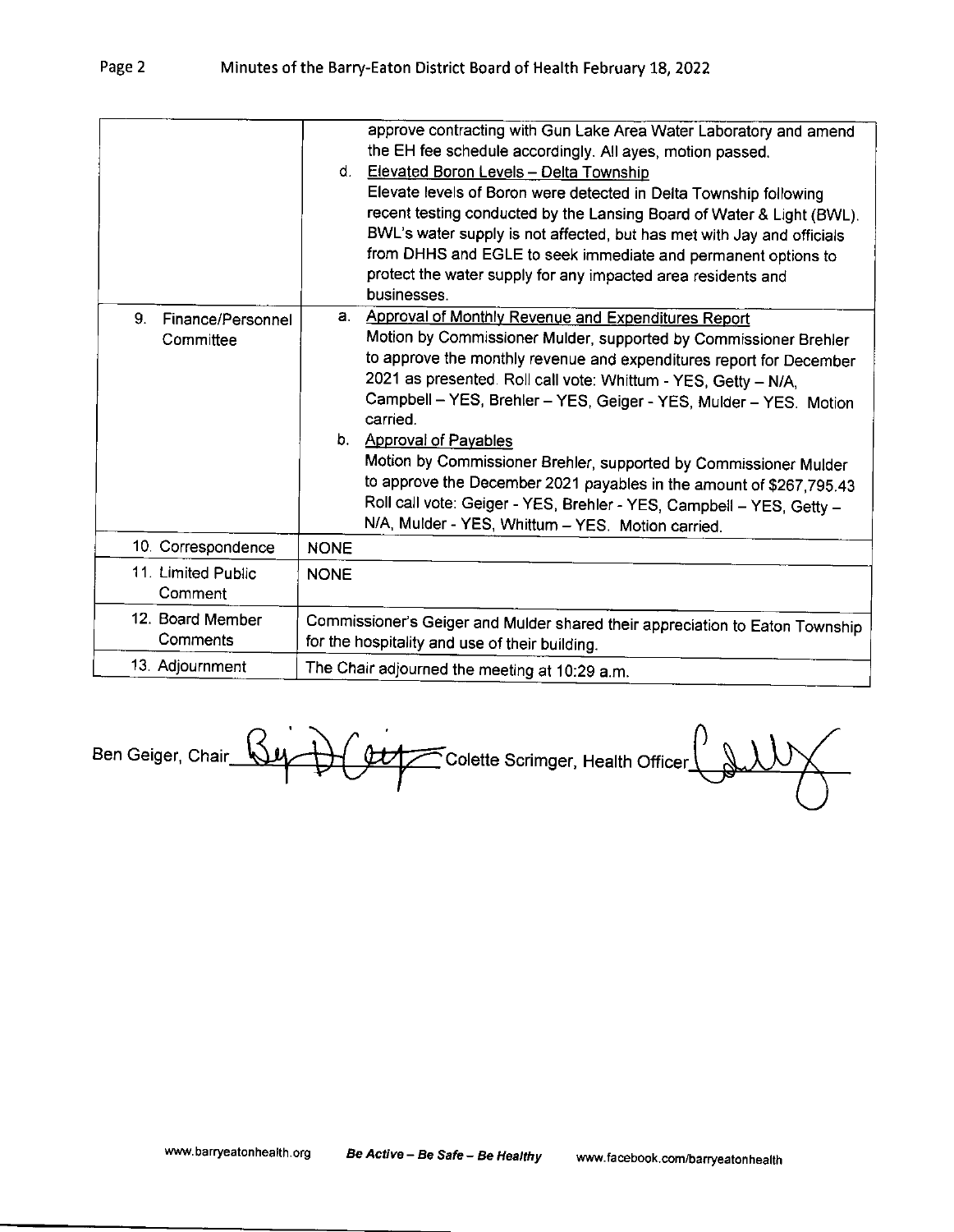| | |
|---|---|
| | approve contracting with Gun Lake Area Water Laboratory and amend the EH fee schedule accordingly. All ayes, motion passed.<br>d. Elevated Boron Levels – Delta Township<br>Elevate levels of Boron were detected in Delta Township following recent testing conducted by the Lansing Board of Water & Light (BWL). BWL's water supply is not affected, but has met with Jay and officials from DHHS and EGLE to seek immediate and permanent options to protect the water supply for any impacted area residents and businesses. |
| 9. Finance/Personnel Committee | a. Approval of Monthly Revenue and Expenditures Report<br>Motion by Commissioner Mulder, supported by Commissioner Brehler to approve the monthly revenue and expenditures report for December 2021 as presented. Roll call vote: Whittum - YES, Getty – N/A, Campbell – YES, Brehler – YES, Geiger - YES, Mulder – YES. Motion carried.<br>b. Approval of Payables<br>Motion by Commissioner Brehler, supported by Commissioner Mulder to approve the December 2021 payables in the amount of $267,795.43 Roll call vote: Geiger - YES, Brehler - YES, Campbell – YES, Getty – N/A, Mulder - YES, Whittum – YES. Motion carried. |
| 10. Correspondence | NONE |
| 11. Limited Public Comment | NONE |
| 12. Board Member Comments | Commissioner's Geiger and Mulder shared their appreciation to Eaton Township for the hospitality and use of their building. |
| 13. Adjournment | The Chair adjourned the meeting at 10:29 a.m. |

Ben Geiger, Chair \_\_\_\_\_\_\_\_\_\_ Colette Scrimger, Health Officer \_\_\_\_\_\_\_\_\_\_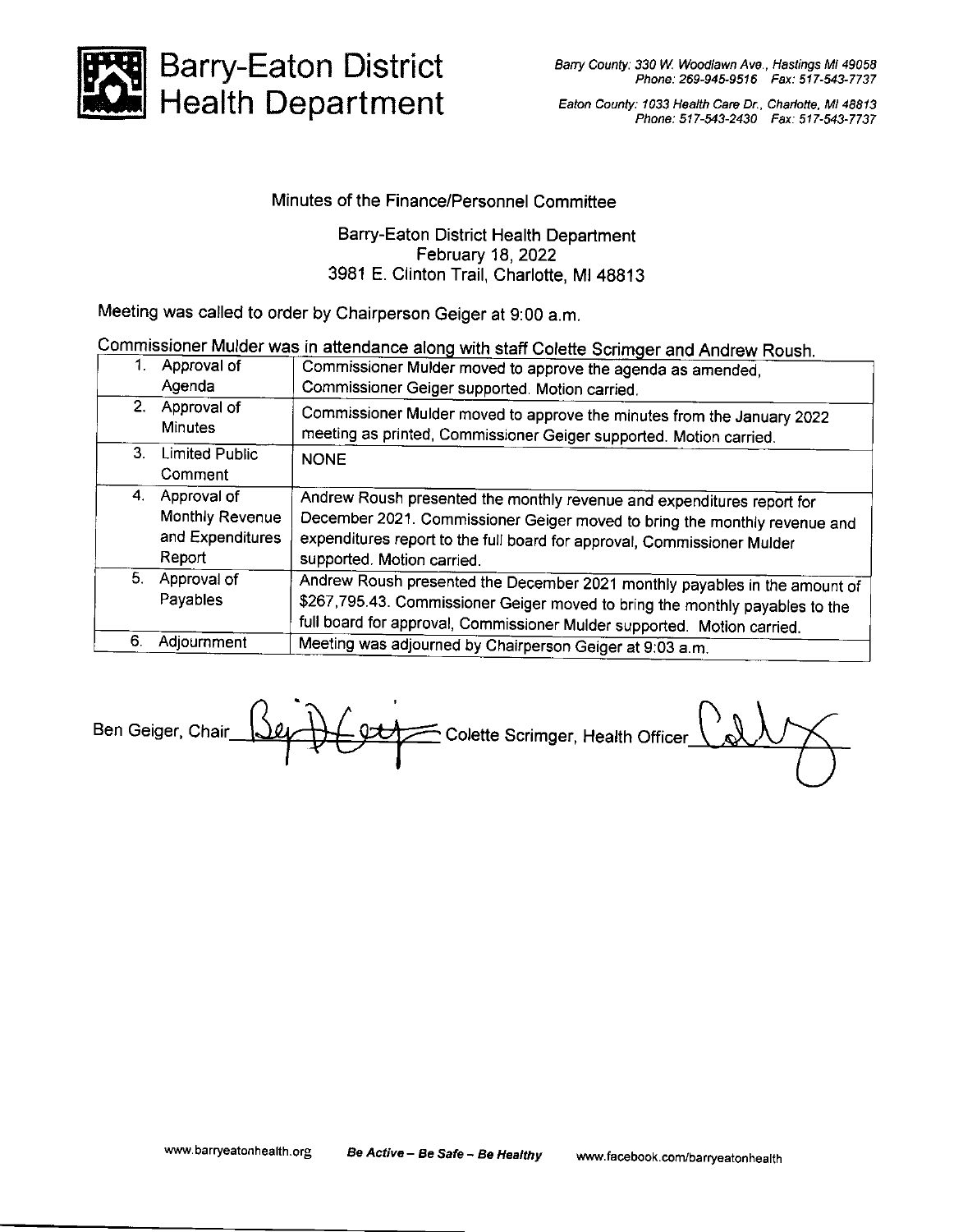# Barry-Eaton District Health Department

*Barry County: 330 W. Woodlawn Ave., Hastings MI 49058*
*Phone: 269-945-9516 Fax: 517-543-7737*

*Eaton County: 1033 Health Care Dr., Charlotte, MI 48813*
*Phone: 517-543-2430 Fax: 517-543-7737*

## Minutes of the Finance/Personnel Committee

Barry-Eaton District Health Department
February 18, 2022
3981 E. Clinton Trail, Charlotte, MI 48813

Meeting was called to order by Chairperson Geiger at 9:00 a.m.

Commissioner Mulder was in attendance along with staff Colette Scrimger and Andrew Roush.

| | |
|---|---|
| 1. Approval of Agenda | Commissioner Mulder moved to approve the agenda as amended, Commissioner Geiger supported. Motion carried. |
| 2. Approval of Minutes | Commissioner Mulder moved to approve the minutes from the January 2022 meeting as printed, Commissioner Geiger supported. Motion carried. |
| 3. Limited Public Comment | NONE |
| 4. Approval of Monthly Revenue and Expenditures Report | Andrew Roush presented the monthly revenue and expenditures report for December 2021. Commissioner Geiger moved to bring the monthly revenue and expenditures report to the full board for approval, Commissioner Mulder supported. Motion carried. |
| 5. Approval of Payables | Andrew Roush presented the December 2021 monthly payables in the amount of $267,795.43. Commissioner Geiger moved to bring the monthly payables to the full board for approval, Commissioner Mulder supported. Motion carried. |
| 6. Adjournment | Meeting was adjourned by Chairperson Geiger at 9:03 a.m. |

Ben Geiger, Chair ____________ Colette Scrimger, Health Officer ____________

www.barryeatonhealth.org *Be Active – Be Safe – Be Healthy* www.facebook.com/barryeatonhealth